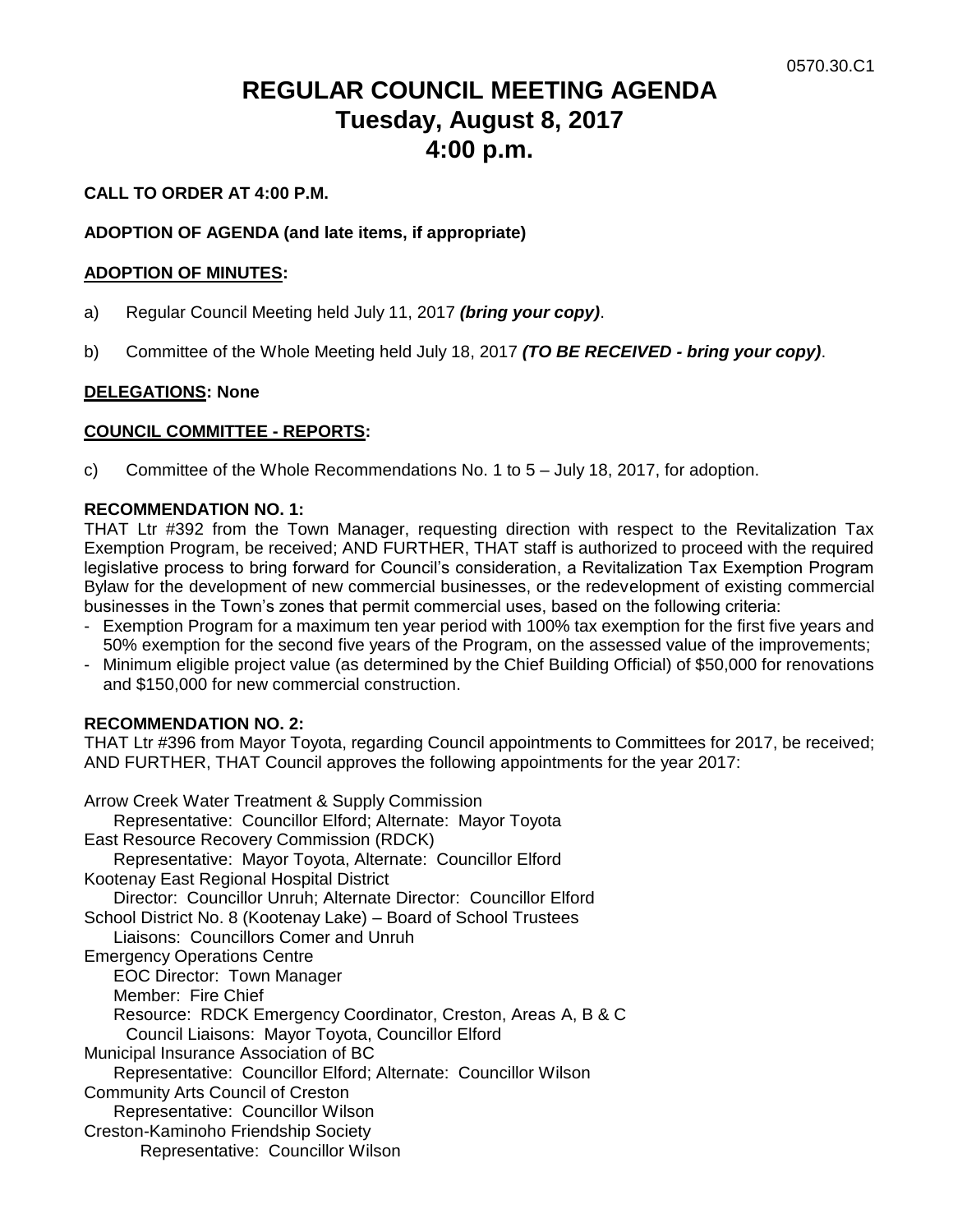0570.30.C1

# REGULAR COUNCIL MEETING AGENDA
# Tuesday, August 8, 2017
# 4:00 p.m.

**CALL TO ORDER AT 4:00 P.M.**

**ADOPTION OF AGENDA (and late items, if appropriate)**

**ADOPTION OF MINUTES:**

a) Regular Council Meeting held July 11, 2017 ***(bring your copy)***.

b) Committee of the Whole Meeting held July 18, 2017 ***(TO BE RECEIVED - bring your copy)***.

**DELEGATIONS: None**

**COUNCIL COMMITTEE - REPORTS:**

c) Committee of the Whole Recommendations No. 1 to 5 – July 18, 2017, for adoption.

**RECOMMENDATION NO. 1:**
THAT Ltr #392 from the Town Manager, requesting direction with respect to the Revitalization Tax Exemption Program, be received; AND FURTHER, THAT staff is authorized to proceed with the required legislative process to bring forward for Council's consideration, a Revitalization Tax Exemption Program Bylaw for the development of new commercial businesses, or the redevelopment of existing commercial businesses in the Town's zones that permit commercial uses, based on the following criteria:

- Exemption Program for a maximum ten year period with 100% tax exemption for the first five years and 50% exemption for the second five years of the Program, on the assessed value of the improvements;
- Minimum eligible project value (as determined by the Chief Building Official) of $50,000 for renovations and $150,000 for new commercial construction.

**RECOMMENDATION NO. 2:**
THAT Ltr #396 from Mayor Toyota, regarding Council appointments to Committees for 2017, be received; AND FURTHER, THAT Council approves the following appointments for the year 2017:

Arrow Creek Water Treatment & Supply Commission
  Representative: Councillor Elford; Alternate: Mayor Toyota
East Resource Recovery Commission (RDCK)
  Representative: Mayor Toyota, Alternate: Councillor Elford
Kootenay East Regional Hospital District
  Director: Councillor Unruh; Alternate Director: Councillor Elford
School District No. 8 (Kootenay Lake) – Board of School Trustees
  Liaisons: Councillors Comer and Unruh
Emergency Operations Centre
  EOC Director: Town Manager
  Member: Fire Chief
  Resource: RDCK Emergency Coordinator, Creston, Areas A, B & C
  Council Liaisons: Mayor Toyota, Councillor Elford
Municipal Insurance Association of BC
  Representative: Councillor Elford; Alternate: Councillor Wilson
Community Arts Council of Creston
  Representative: Councillor Wilson
Creston-Kaminoho Friendship Society
  Representative: Councillor Wilson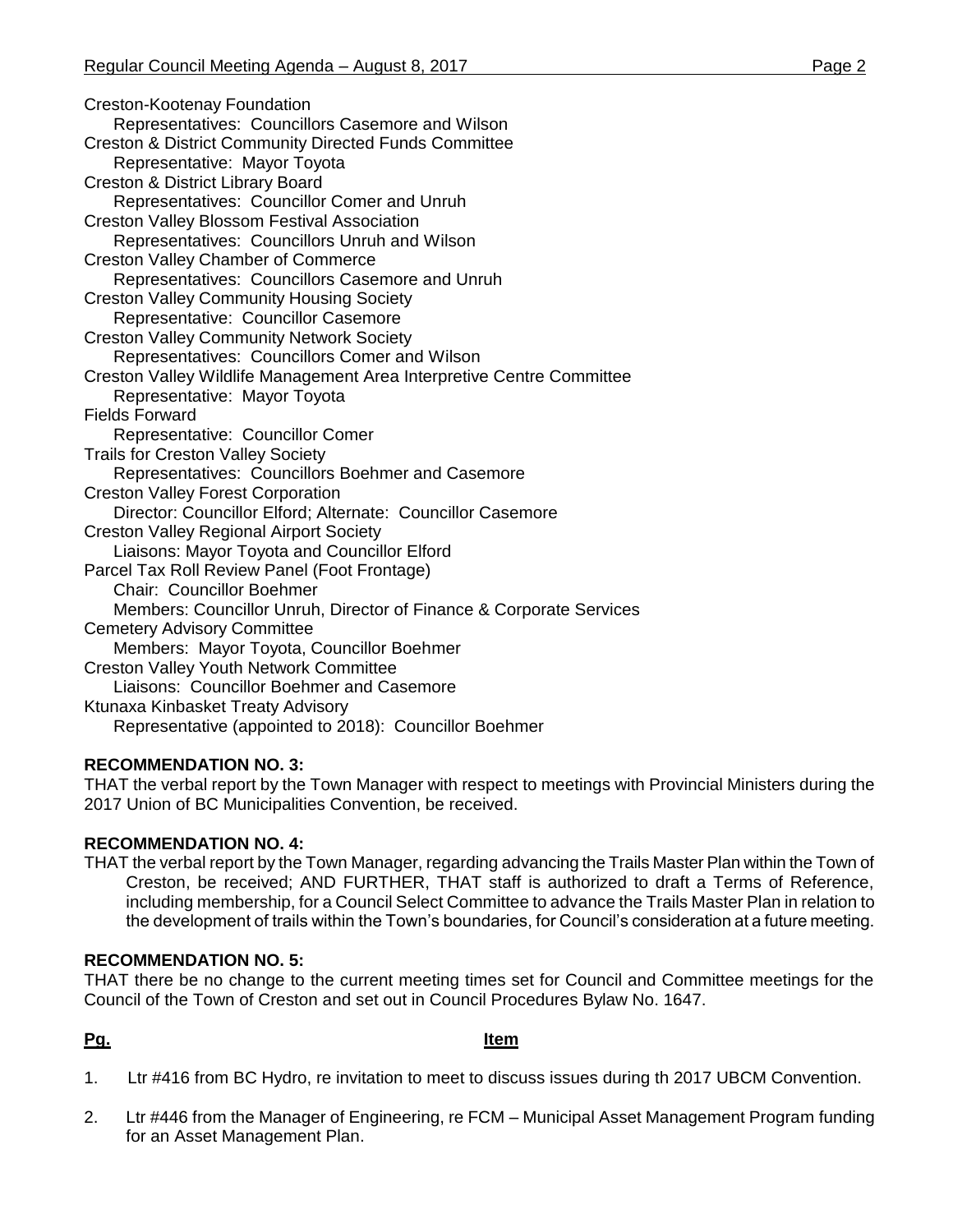Creston-Kootenay Foundation
    Representatives: Councillors Casemore and Wilson
Creston & District Community Directed Funds Committee
    Representative: Mayor Toyota
Creston & District Library Board
    Representatives: Councillor Comer and Unruh
Creston Valley Blossom Festival Association
    Representatives: Councillors Unruh and Wilson
Creston Valley Chamber of Commerce
    Representatives: Councillors Casemore and Unruh
Creston Valley Community Housing Society
    Representative: Councillor Casemore
Creston Valley Community Network Society
    Representatives: Councillors Comer and Wilson
Creston Valley Wildlife Management Area Interpretive Centre Committee
    Representative: Mayor Toyota
Fields Forward
    Representative: Councillor Comer
Trails for Creston Valley Society
    Representatives: Councillors Boehmer and Casemore
Creston Valley Forest Corporation
    Director: Councillor Elford; Alternate: Councillor Casemore
Creston Valley Regional Airport Society
    Liaisons: Mayor Toyota and Councillor Elford
Parcel Tax Roll Review Panel (Foot Frontage)
    Chair: Councillor Boehmer
    Members: Councillor Unruh, Director of Finance & Corporate Services
Cemetery Advisory Committee
    Members: Mayor Toyota, Councillor Boehmer
Creston Valley Youth Network Committee
    Liaisons: Councillor Boehmer and Casemore
Ktunaxa Kinbasket Treaty Advisory
    Representative (appointed to 2018): Councillor Boehmer

**RECOMMENDATION NO. 3:**
THAT the verbal report by the Town Manager with respect to meetings with Provincial Ministers during the 2017 Union of BC Municipalities Convention, be received.

**RECOMMENDATION NO. 4:**
THAT the verbal report by the Town Manager, regarding advancing the Trails Master Plan within the Town of Creston, be received; AND FURTHER, THAT staff is authorized to draft a Terms of Reference, including membership, for a Council Select Committee to advance the Trails Master Plan in relation to the development of trails within the Town's boundaries, for Council's consideration at a future meeting.

**RECOMMENDATION NO. 5:**
THAT there be no change to the current meeting times set for Council and Committee meetings for the Council of the Town of Creston and set out in Council Procedures Bylaw No. 1647.

**Pg.** **Item**

1. Ltr #416 from BC Hydro, re invitation to meet to discuss issues during th 2017 UBCM Convention.

2. Ltr #446 from the Manager of Engineering, re FCM – Municipal Asset Management Program funding for an Asset Management Plan.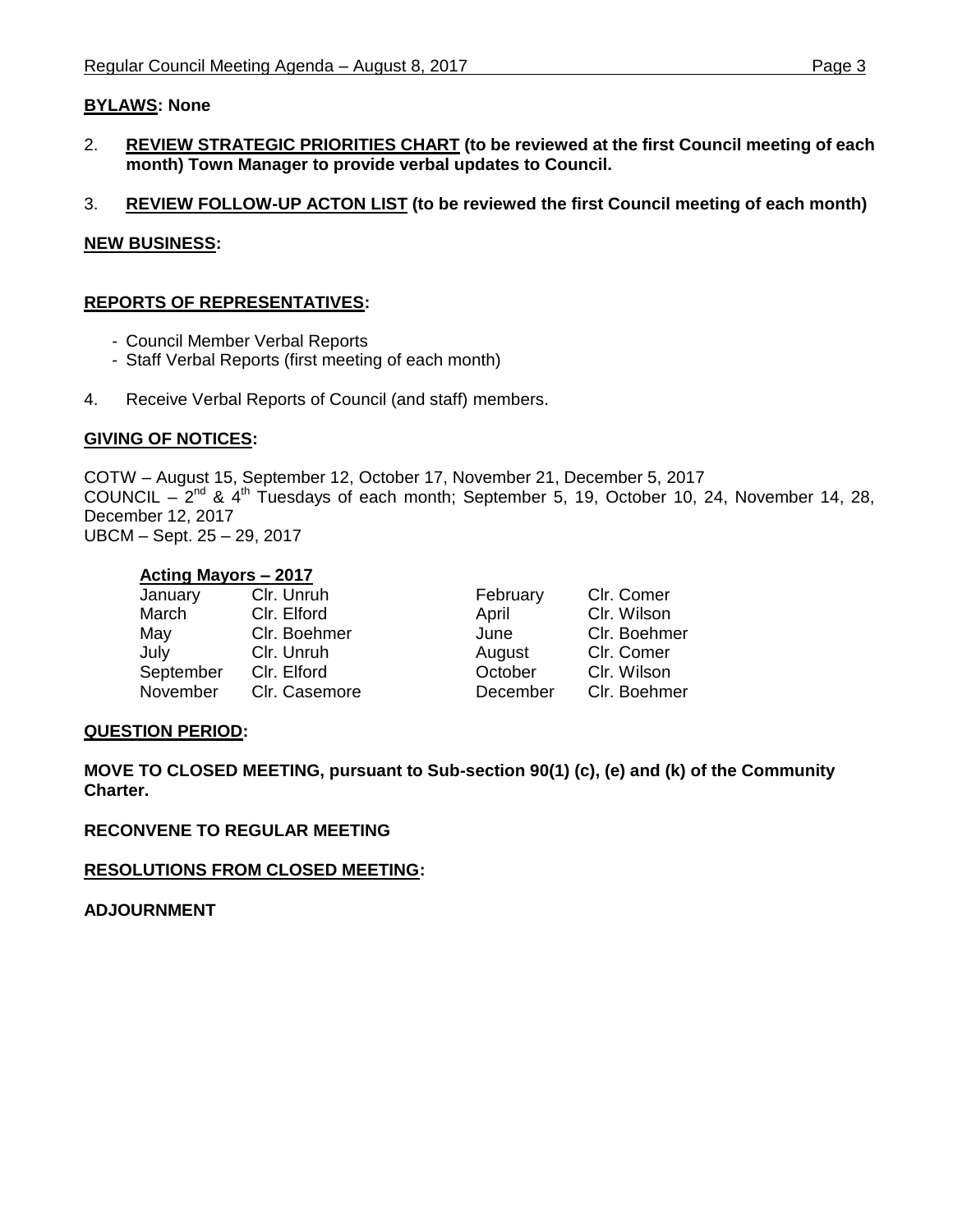**BYLAWS: None**

2. **REVIEW STRATEGIC PRIORITIES CHART (to be reviewed at the first Council meeting of each month) Town Manager to provide verbal updates to Council.**

3. **REVIEW FOLLOW-UP ACTON LIST (to be reviewed the first Council meeting of each month)**

**NEW BUSINESS:**

**REPORTS OF REPRESENTATIVES:**

- Council Member Verbal Reports
- Staff Verbal Reports (first meeting of each month)

4. Receive Verbal Reports of Council (and staff) members.

**GIVING OF NOTICES:**

COTW – August 15, September 12, October 17, November 21, December 5, 2017
COUNCIL – 2nd & 4th Tuesdays of each month; September 5, 19, October 10, 24, November 14, 28, December 12, 2017
UBCM – Sept. 25 – 29, 2017

**Acting Mayors – 2017**

| | | | |
|---|---|---|---|
| January | Clr. Unruh | February | Clr. Comer |
| March | Clr. Elford | April | Clr. Wilson |
| May | Clr. Boehmer | June | Clr. Boehmer |
| July | Clr. Unruh | August | Clr. Comer |
| September | Clr. Elford | October | Clr. Wilson |
| November | Clr. Casemore | December | Clr. Boehmer |

**QUESTION PERIOD:**

**MOVE TO CLOSED MEETING, pursuant to Sub-section 90(1) (c), (e) and (k) of the Community Charter.**

**RECONVENE TO REGULAR MEETING**

**RESOLUTIONS FROM CLOSED MEETING:**

**ADJOURNMENT**